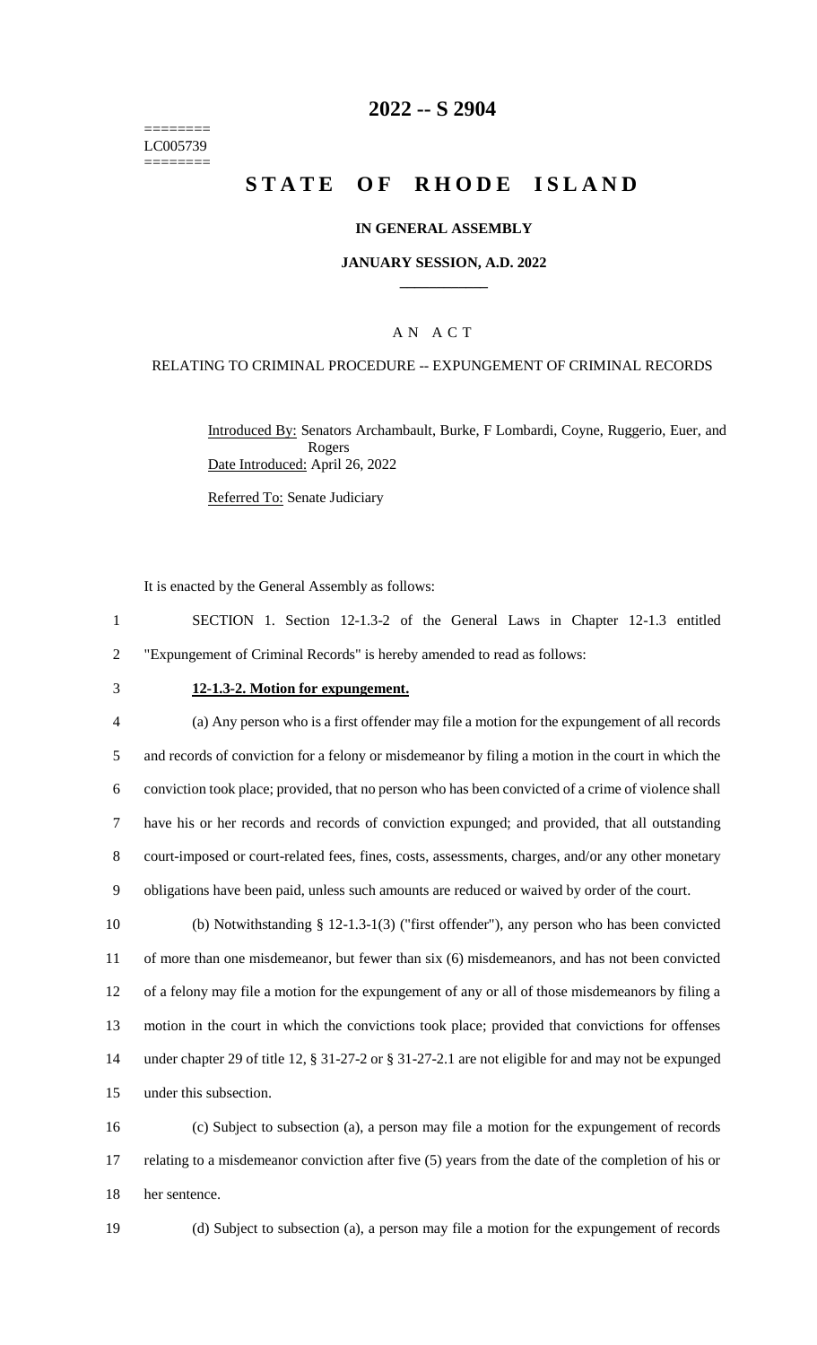========
LC005739
========

# 2022 -- S 2904

# STATE OF RHODE ISLAND

### IN GENERAL ASSEMBLY

### JANUARY SESSION, A.D. 2022

### AN ACT

RELATING TO CRIMINAL PROCEDURE -- EXPUNGEMENT OF CRIMINAL RECORDS

Introduced By: Senators Archambault, Burke, F Lombardi, Coyne, Ruggerio, Euer, and Rogers

Date Introduced: April 26, 2022

Referred To: Senate Judiciary

It is enacted by the General Assembly as follows:

SECTION 1. Section 12-1.3-2 of the General Laws in Chapter 12-1.3 entitled "Expungement of Criminal Records" is hereby amended to read as follows:

**12-1.3-2. Motion for expungement.**

(a) Any person who is a first offender may file a motion for the expungement of all records and records of conviction for a felony or misdemeanor by filing a motion in the court in which the conviction took place; provided, that no person who has been convicted of a crime of violence shall have his or her records and records of conviction expunged; and provided, that all outstanding court-imposed or court-related fees, fines, costs, assessments, charges, and/or any other monetary obligations have been paid, unless such amounts are reduced or waived by order of the court.

(b) Notwithstanding § 12-1.3-1(3) ("first offender"), any person who has been convicted of more than one misdemeanor, but fewer than six (6) misdemeanors, and has not been convicted of a felony may file a motion for the expungement of any or all of those misdemeanors by filing a motion in the court in which the convictions took place; provided that convictions for offenses under chapter 29 of title 12, § 31-27-2 or § 31-27-2.1 are not eligible for and may not be expunged under this subsection.

(c) Subject to subsection (a), a person may file a motion for the expungement of records relating to a misdemeanor conviction after five (5) years from the date of the completion of his or her sentence.

(d) Subject to subsection (a), a person may file a motion for the expungement of records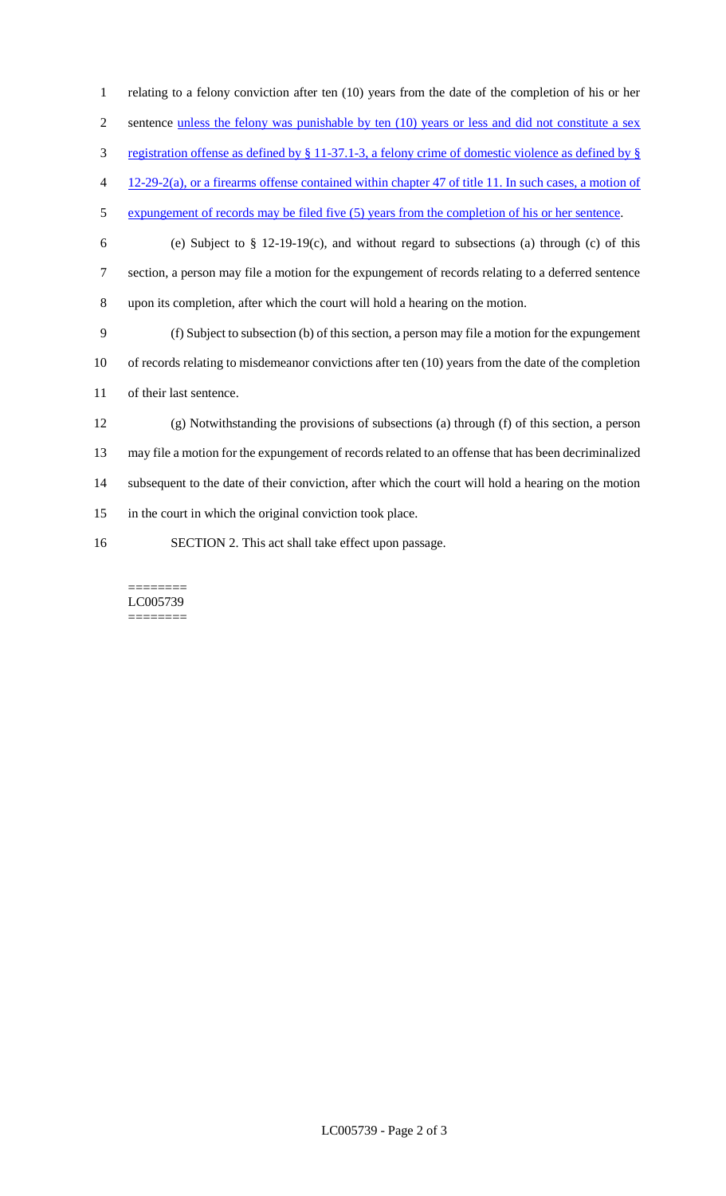relating to a felony conviction after ten (10) years from the date of the completion of his or her sentence unless the felony was punishable by ten (10) years or less and did not constitute a sex registration offense as defined by § 11-37.1-3, a felony crime of domestic violence as defined by § 12-29-2(a), or a firearms offense contained within chapter 47 of title 11. In such cases, a motion of expungement of records may be filed five (5) years from the completion of his or her sentence.

(e) Subject to § 12-19-19(c), and without regard to subsections (a) through (c) of this section, a person may file a motion for the expungement of records relating to a deferred sentence upon its completion, after which the court will hold a hearing on the motion.

(f) Subject to subsection (b) of this section, a person may file a motion for the expungement of records relating to misdemeanor convictions after ten (10) years from the date of the completion of their last sentence.

(g) Notwithstanding the provisions of subsections (a) through (f) of this section, a person may file a motion for the expungement of records related to an offense that has been decriminalized subsequent to the date of their conviction, after which the court will hold a hearing on the motion in the court in which the original conviction took place.

SECTION 2. This act shall take effect upon passage.

========
LC005739
========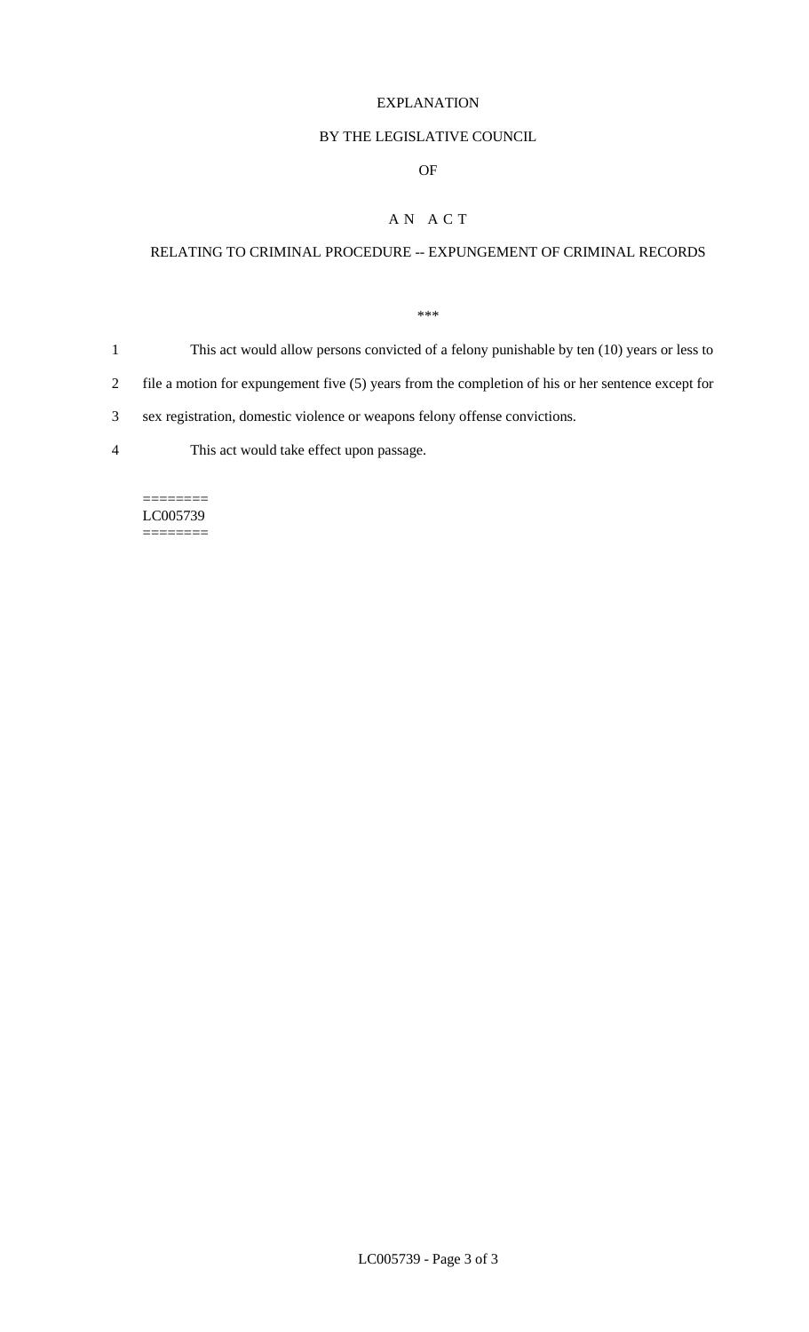EXPLANATION

BY THE LEGISLATIVE COUNCIL

OF

A N A C T

RELATING TO CRIMINAL PROCEDURE -- EXPUNGEMENT OF CRIMINAL RECORDS

\*\*\*

1 This act would allow persons convicted of a felony punishable by ten (10) years or less to
2 file a motion for expungement five (5) years from the completion of his or her sentence except for
3 sex registration, domestic violence or weapons felony offense convictions.
4 This act would take effect upon passage.

========
LC005739
========